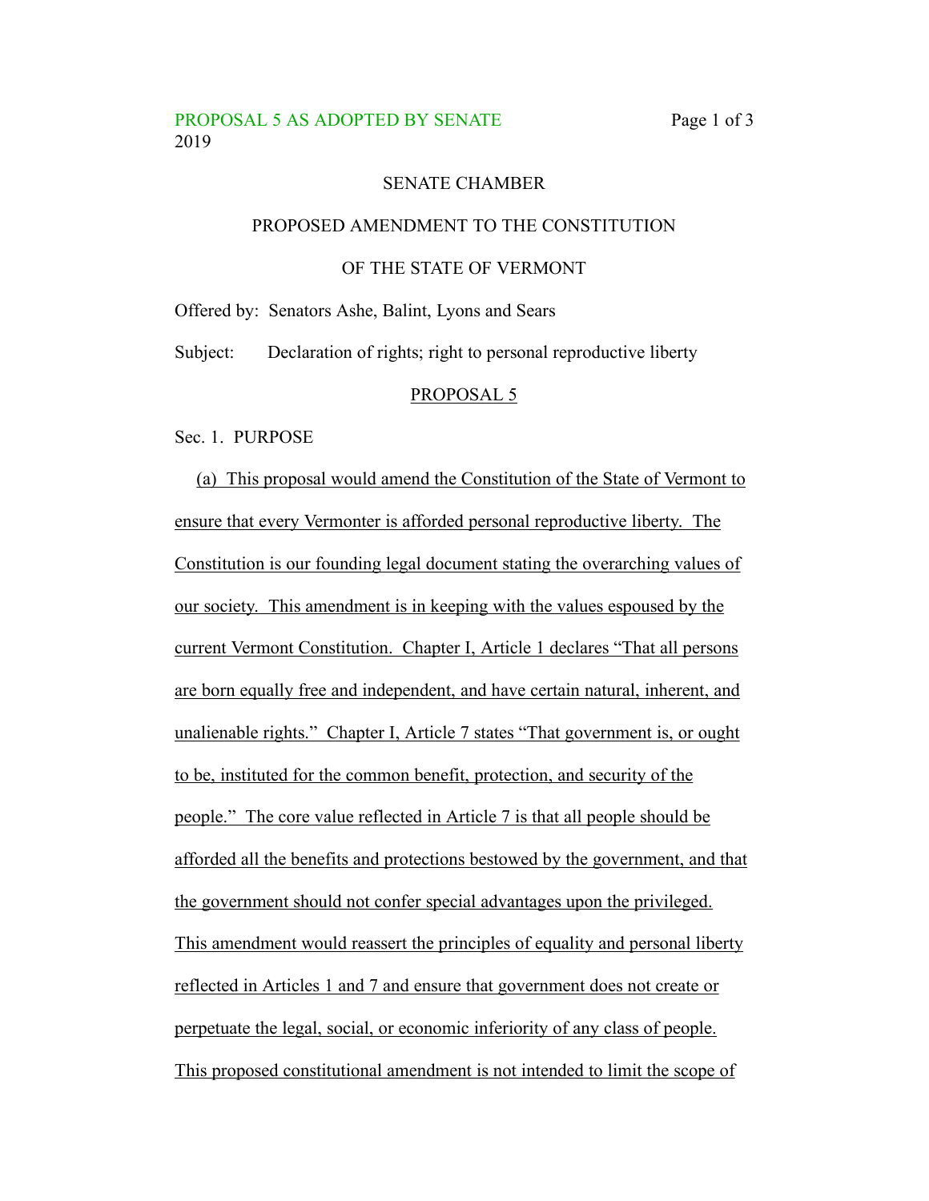PROPOSAL 5 AS ADOPTED BY SENATE
2019

SENATE CHAMBER

PROPOSED AMENDMENT TO THE CONSTITUTION

OF THE STATE OF VERMONT

Offered by: Senators Ashe, Balint, Lyons and Sears

Subject: Declaration of rights; right to personal reproductive liberty

PROPOSAL 5

Sec. 1. PURPOSE

(a) This proposal would amend the Constitution of the State of Vermont to ensure that every Vermonter is afforded personal reproductive liberty. The Constitution is our founding legal document stating the overarching values of our society. This amendment is in keeping with the values espoused by the current Vermont Constitution. Chapter I, Article 1 declares "That all persons are born equally free and independent, and have certain natural, inherent, and unalienable rights." Chapter I, Article 7 states "That government is, or ought to be, instituted for the common benefit, protection, and security of the people." The core value reflected in Article 7 is that all people should be afforded all the benefits and protections bestowed by the government, and that the government should not confer special advantages upon the privileged. This amendment would reassert the principles of equality and personal liberty reflected in Articles 1 and 7 and ensure that government does not create or perpetuate the legal, social, or economic inferiority of any class of people. This proposed constitutional amendment is not intended to limit the scope of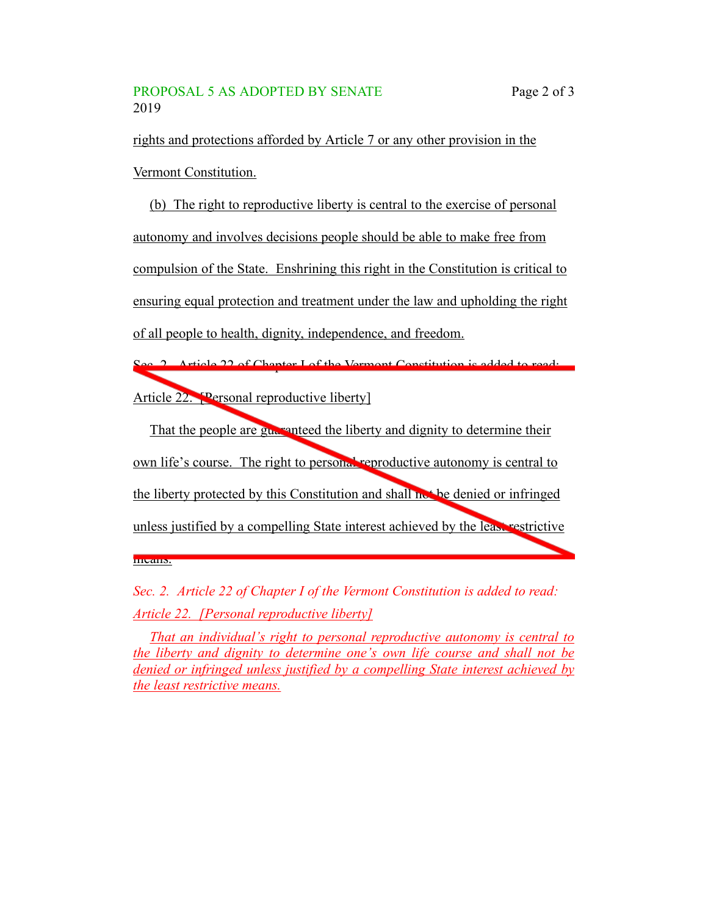rights and protections afforded by Article 7 or any other provision in the Vermont Constitution.

(b) The right to reproductive liberty is central to the exercise of personal autonomy and involves decisions people should be able to make free from compulsion of the State. Enshrining this right in the Constitution is critical to ensuring equal protection and treatment under the law and upholding the right of all people to health, dignity, independence, and freedom.

~~Sec. 2. Article 22 of Chapter I of the Vermont Constitution is added to read:~~

~~Article 22. [Personal reproductive liberty]~~

~~That the people are guaranteed the liberty and dignity to determine their own life's course. The right to personal reproductive autonomy is central to the liberty protected by this Constitution and shall not be denied or infringed unless justified by a compelling State interest achieved by the least restrictive means.~~

*Sec. 2. Article 22 of Chapter I of the Vermont Constitution is added to read:*

*Article 22. [Personal reproductive liberty]*

*That an individual's right to personal reproductive autonomy is central to the liberty and dignity to determine one's own life course and shall not be denied or infringed unless justified by a compelling State interest achieved by the least restrictive means.*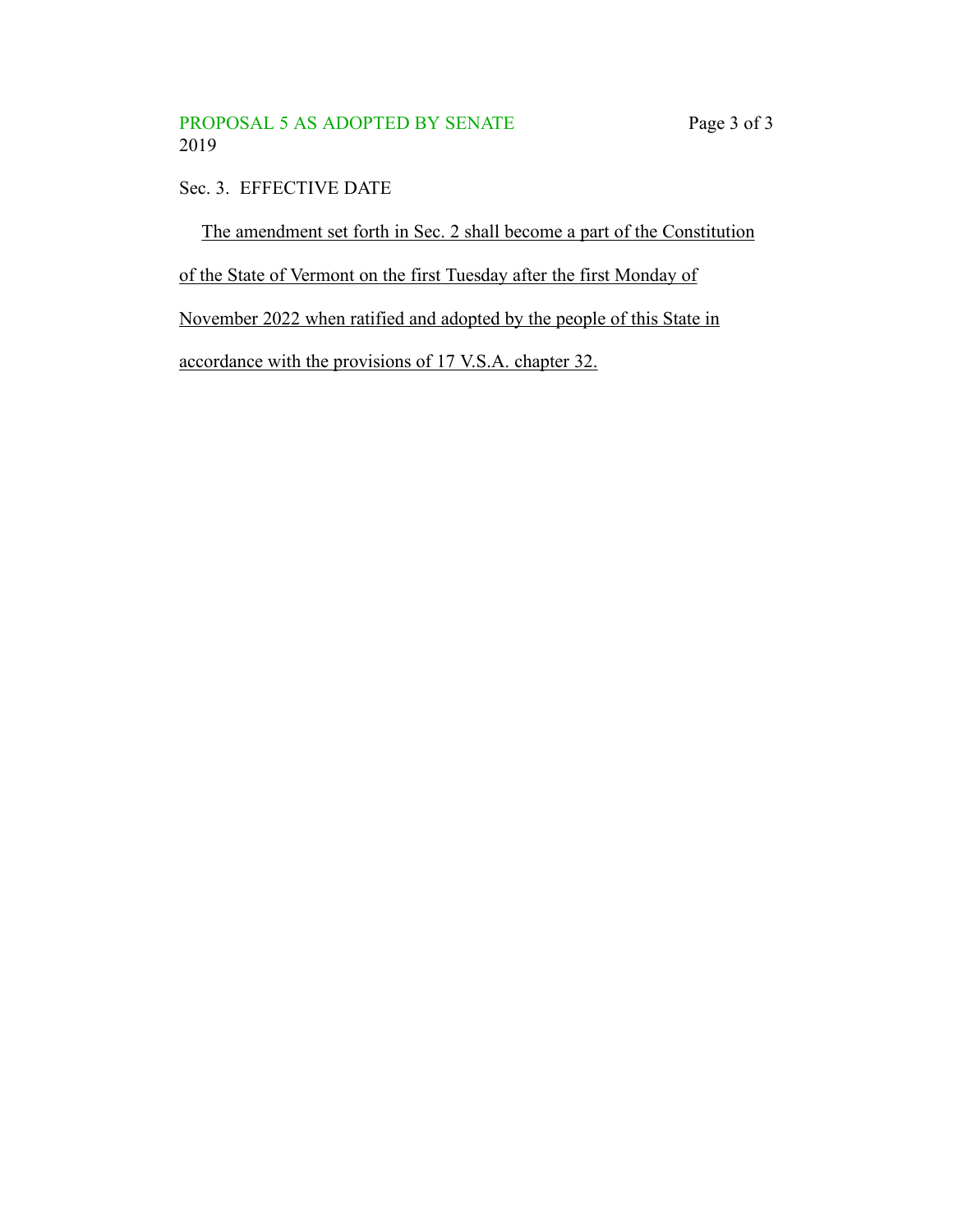Sec. 3. EFFECTIVE DATE

The amendment set forth in Sec. 2 shall become a part of the Constitution of the State of Vermont on the first Tuesday after the first Monday of November 2022 when ratified and adopted by the people of this State in accordance with the provisions of 17 V.S.A. chapter 32.